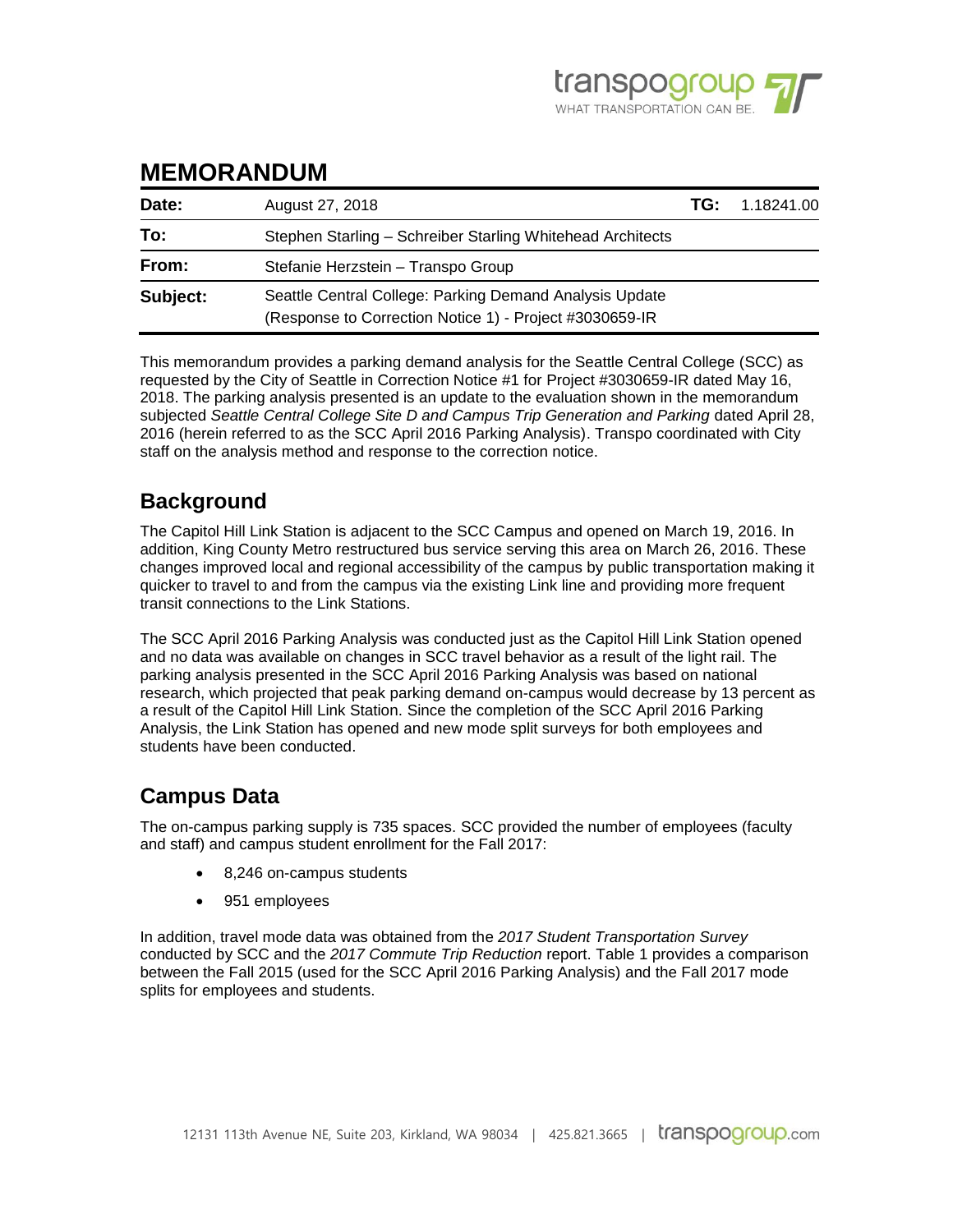# MEMORANDUM

| Date: | August 27, 2018 | TG: | 1.18241.00 |
|---|---|---|---|
| To: | Stephen Starling – Schreiber Starling Whitehead Architects | | |
| From: | Stefanie Herzstein – Transpo Group | | |
| Subject: | Seattle Central College: Parking Demand Analysis Update (Response to Correction Notice 1) - Project #3030659-IR | | |

This memorandum provides a parking demand analysis for the Seattle Central College (SCC) as requested by the City of Seattle in Correction Notice #1 for Project #3030659-IR dated May 16, 2018. The parking analysis presented is an update to the evaluation shown in the memorandum subjected *Seattle Central College Site D and Campus Trip Generation and Parking* dated April 28, 2016 (herein referred to as the SCC April 2016 Parking Analysis). Transpo coordinated with City staff on the analysis method and response to the correction notice.

## Background

The Capitol Hill Link Station is adjacent to the SCC Campus and opened on March 19, 2016. In addition, King County Metro restructured bus service serving this area on March 26, 2016. These changes improved local and regional accessibility of the campus by public transportation making it quicker to travel to and from the campus via the existing Link line and providing more frequent transit connections to the Link Stations.

The SCC April 2016 Parking Analysis was conducted just as the Capitol Hill Link Station opened and no data was available on changes in SCC travel behavior as a result of the light rail. The parking analysis presented in the SCC April 2016 Parking Analysis was based on national research, which projected that peak parking demand on-campus would decrease by 13 percent as a result of the Capitol Hill Link Station. Since the completion of the SCC April 2016 Parking Analysis, the Link Station has opened and new mode split surveys for both employees and students have been conducted.

## Campus Data

The on-campus parking supply is 735 spaces. SCC provided the number of employees (faculty and staff) and campus student enrollment for the Fall 2017:

- 8,246 on-campus students
- 951 employees

In addition, travel mode data was obtained from the *2017 Student Transportation Survey* conducted by SCC and the *2017 Commute Trip Reduction* report. Table 1 provides a comparison between the Fall 2015 (used for the SCC April 2016 Parking Analysis) and the Fall 2017 mode splits for employees and students.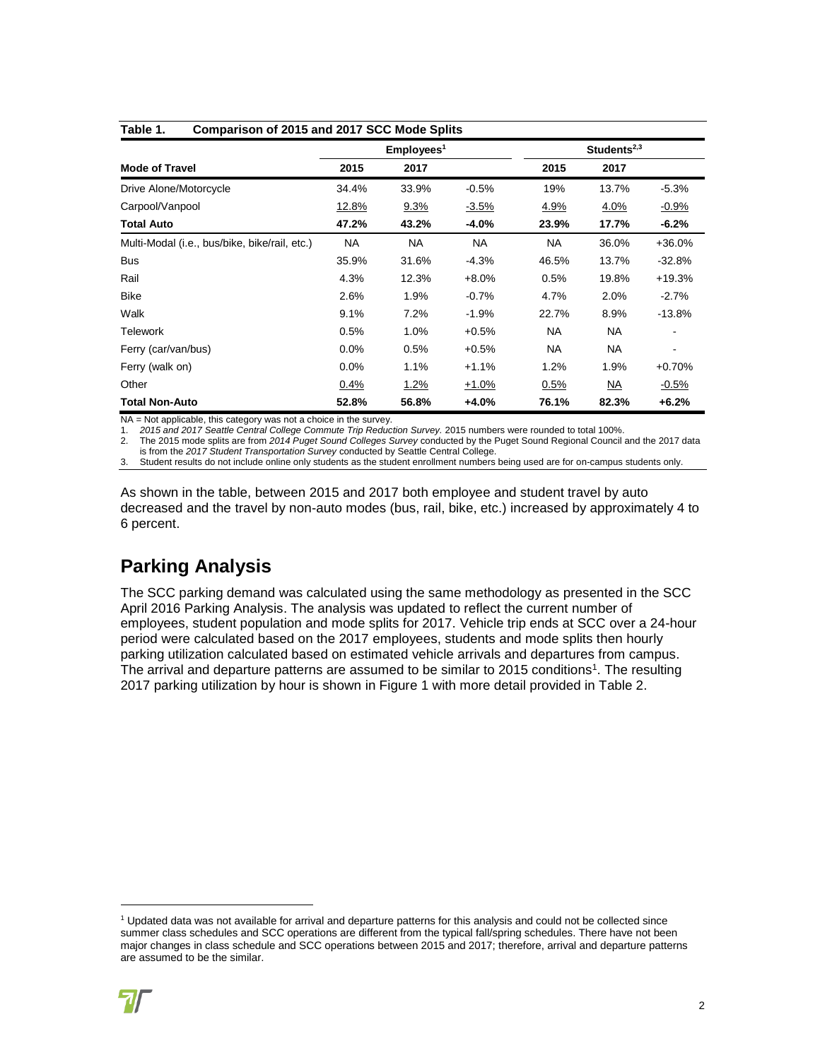**Table 1. Comparison of 2015 and 2017 SCC Mode Splits**

| Mode of Travel | Employees[1] | | | Students[2,3] | | |
|---|---|---|---|---|---|---|
| | 2015 | 2017 | | 2015 | 2017 | |
| Drive Alone/Motorcycle | 34.4% | 33.9% | -0.5% | 19% | 13.7% | -5.3% |
| Carpool/Vanpool | 12.8% | 9.3% | -3.5% | 4.9% | 4.0% | -0.9% |
| **Total Auto** | **47.2%** | **43.2%** | **-4.0%** | **23.9%** | **17.7%** | **-6.2%** |
| Multi-Modal (i.e., bus/bike, bike/rail, etc.) | NA | NA | NA | NA | 36.0% | +36.0% |
| Bus | 35.9% | 31.6% | -4.3% | 46.5% | 13.7% | -32.8% |
| Rail | 4.3% | 12.3% | +8.0% | 0.5% | 19.8% | +19.3% |
| Bike | 2.6% | 1.9% | -0.7% | 4.7% | 2.0% | -2.7% |
| Walk | 9.1% | 7.2% | -1.9% | 22.7% | 8.9% | -13.8% |
| Telework | 0.5% | 1.0% | +0.5% | NA | NA | - |
| Ferry (car/van/bus) | 0.0% | 0.5% | +0.5% | NA | NA | - |
| Ferry (walk on) | 0.0% | 1.1% | +1.1% | 1.2% | 1.9% | +0.70% |
| Other | 0.4% | 1.2% | +1.0% | 0.5% | NA | -0.5% |
| **Total Non-Auto** | **52.8%** | **56.8%** | **+4.0%** | **76.1%** | **82.3%** | **+6.2%** |

NA = Not applicable, this category was not a choice in the survey.

1. *2015 and 2017 Seattle Central College Commute Trip Reduction Survey.* 2015 numbers were rounded to total 100%.
2. The 2015 mode splits are from *2014 Puget Sound Colleges Survey* conducted by the Puget Sound Regional Council and the 2017 data is from the *2017 Student Transportation Survey* conducted by Seattle Central College.
3. Student results do not include online only students as the student enrollment numbers being used are for on-campus students only.

As shown in the table, between 2015 and 2017 both employee and student travel by auto decreased and the travel by non-auto modes (bus, rail, bike, etc.) increased by approximately 4 to 6 percent.

## Parking Analysis

The SCC parking demand was calculated using the same methodology as presented in the SCC April 2016 Parking Analysis. The analysis was updated to reflect the current number of employees, student population and mode splits for 2017. Vehicle trip ends at SCC over a 24-hour period were calculated based on the 2017 employees, students and mode splits then hourly parking utilization calculated based on estimated vehicle arrivals and departures from campus. The arrival and departure patterns are assumed to be similar to 2015 conditions[1]. The resulting 2017 parking utilization by hour is shown in Figure 1 with more detail provided in Table 2.

[1] Updated data was not available for arrival and departure patterns for this analysis and could not be collected since summer class schedules and SCC operations are different from the typical fall/spring schedules. There have not been major changes in class schedule and SCC operations between 2015 and 2017; therefore, arrival and departure patterns are assumed to be the similar.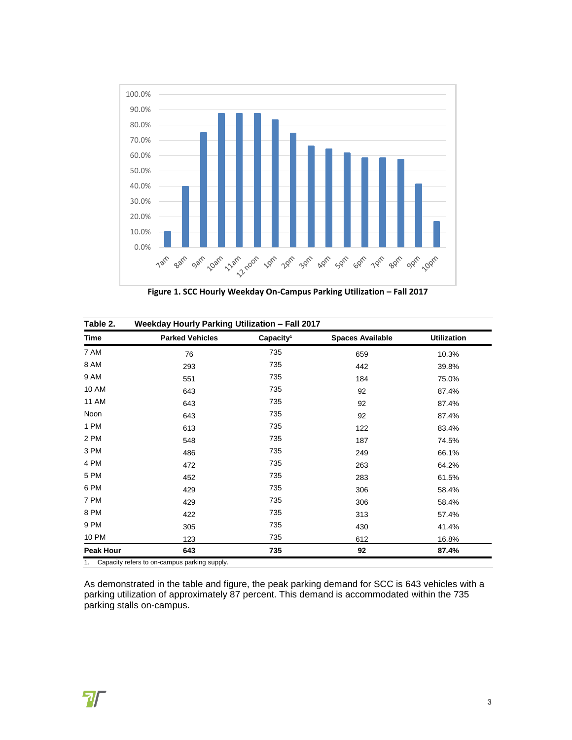Figure 1. SCC Hourly Weekday On-Campus Parking Utilization – Fall 2017

**Table 2. Weekday Hourly Parking Utilization – Fall 2017**

| Time | Parked Vehicles | Capacity[1] | Spaces Available | Utilization |
|---|---|---|---|---|
| 7 AM | 76 | 735 | 659 | 10.3% |
| 8 AM | 293 | 735 | 442 | 39.8% |
| 9 AM | 551 | 735 | 184 | 75.0% |
| 10 AM | 643 | 735 | 92 | 87.4% |
| 11 AM | 643 | 735 | 92 | 87.4% |
| Noon | 643 | 735 | 92 | 87.4% |
| 1 PM | 613 | 735 | 122 | 83.4% |
| 2 PM | 548 | 735 | 187 | 74.5% |
| 3 PM | 486 | 735 | 249 | 66.1% |
| 4 PM | 472 | 735 | 263 | 64.2% |
| 5 PM | 452 | 735 | 283 | 61.5% |
| 6 PM | 429 | 735 | 306 | 58.4% |
| 7 PM | 429 | 735 | 306 | 58.4% |
| 8 PM | 422 | 735 | 313 | 57.4% |
| 9 PM | 305 | 735 | 430 | 41.4% |
| 10 PM | 123 | 735 | 612 | 16.8% |
| **Peak Hour** | **643** | **735** | **92** | **87.4%** |

1. Capacity refers to on-campus parking supply.

As demonstrated in the table and figure, the peak parking demand for SCC is 643 vehicles with a parking utilization of approximately 87 percent. This demand is accommodated within the 735 parking stalls on-campus.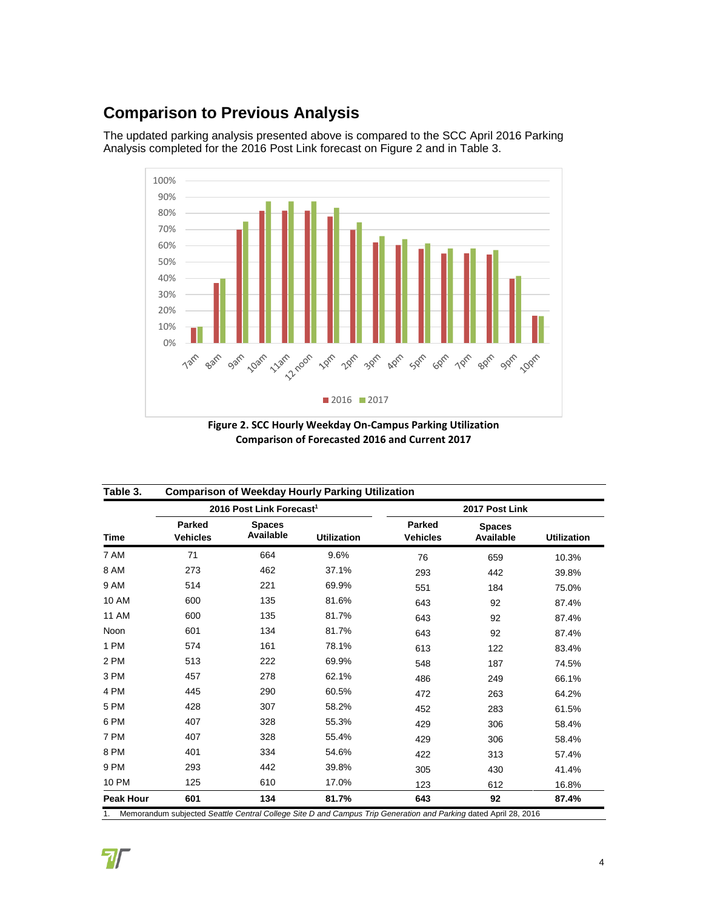## Comparison to Previous Analysis

The updated parking analysis presented above is compared to the SCC April 2016 Parking Analysis completed for the 2016 Post Link forecast on Figure 2 and in Table 3.

**Figure 2. SCC Hourly Weekday On-Campus Parking Utilization Comparison of Forecasted 2016 and Current 2017**

**Table 3. Comparison of Weekday Hourly Parking Utilization**

| | 2016 Post Link Forecast[1] | | | 2017 Post Link | | |
|---|---|---|---|---|---|---|
| Time | Parked Vehicles | Spaces Available | Utilization | Parked Vehicles | Spaces Available | Utilization |
| 7 AM | 71 | 664 | 9.6% | 76 | 659 | 10.3% |
| 8 AM | 273 | 462 | 37.1% | 293 | 442 | 39.8% |
| 9 AM | 514 | 221 | 69.9% | 551 | 184 | 75.0% |
| 10 AM | 600 | 135 | 81.6% | 643 | 92 | 87.4% |
| 11 AM | 600 | 135 | 81.7% | 643 | 92 | 87.4% |
| Noon | 601 | 134 | 81.7% | 643 | 92 | 87.4% |
| 1 PM | 574 | 161 | 78.1% | 613 | 122 | 83.4% |
| 2 PM | 513 | 222 | 69.9% | 548 | 187 | 74.5% |
| 3 PM | 457 | 278 | 62.1% | 486 | 249 | 66.1% |
| 4 PM | 445 | 290 | 60.5% | 472 | 263 | 64.2% |
| 5 PM | 428 | 307 | 58.2% | 452 | 283 | 61.5% |
| 6 PM | 407 | 328 | 55.3% | 429 | 306 | 58.4% |
| 7 PM | 407 | 328 | 55.4% | 429 | 306 | 58.4% |
| 8 PM | 401 | 334 | 54.6% | 422 | 313 | 57.4% |
| 9 PM | 293 | 442 | 39.8% | 305 | 430 | 41.4% |
| 10 PM | 125 | 610 | 17.0% | 123 | 612 | 16.8% |
| **Peak Hour** | **601** | **134** | **81.7%** | **643** | **92** | **87.4%** |

1. Memorandum subjected *Seattle Central College Site D and Campus Trip Generation and Parking* dated April 28, 2016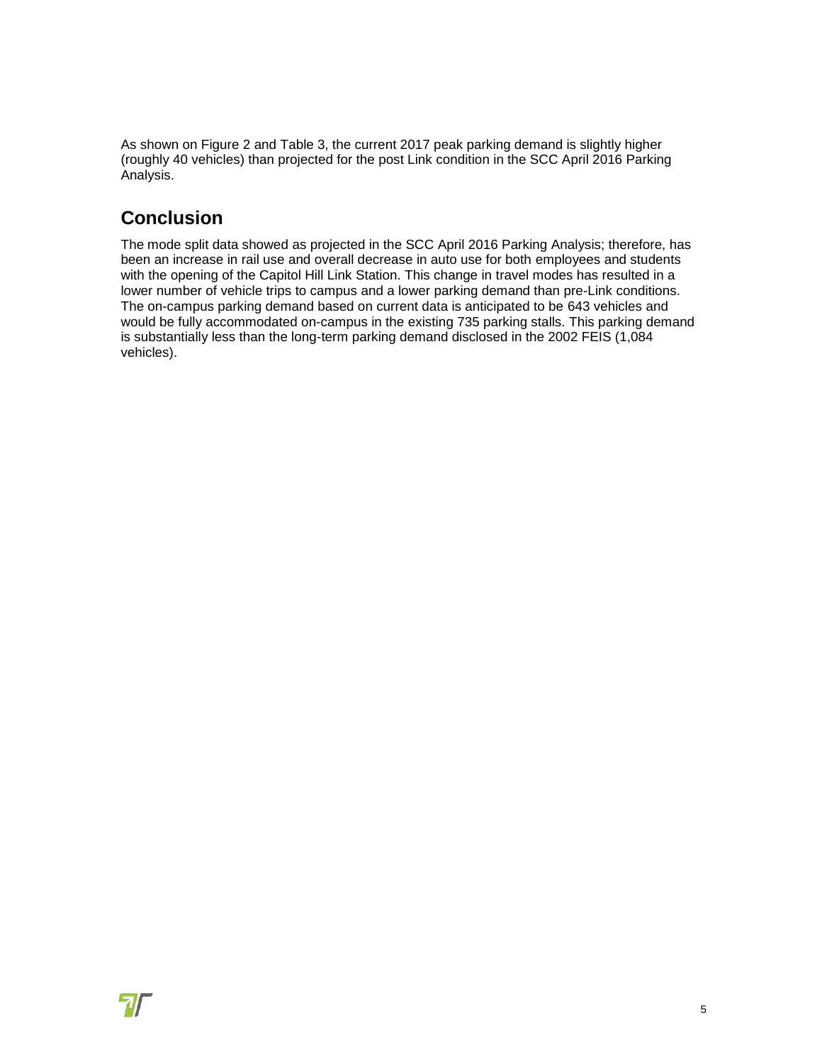As shown on Figure 2 and Table 3, the current 2017 peak parking demand is slightly higher (roughly 40 vehicles) than projected for the post Link condition in the SCC April 2016 Parking Analysis.

## Conclusion

The mode split data showed as projected in the SCC April 2016 Parking Analysis; therefore, has been an increase in rail use and overall decrease in auto use for both employees and students with the opening of the Capitol Hill Link Station. This change in travel modes has resulted in a lower number of vehicle trips to campus and a lower parking demand than pre-Link conditions. The on-campus parking demand based on current data is anticipated to be 643 vehicles and would be fully accommodated on-campus in the existing 735 parking stalls. This parking demand is substantially less than the long-term parking demand disclosed in the 2002 FEIS (1,084 vehicles).